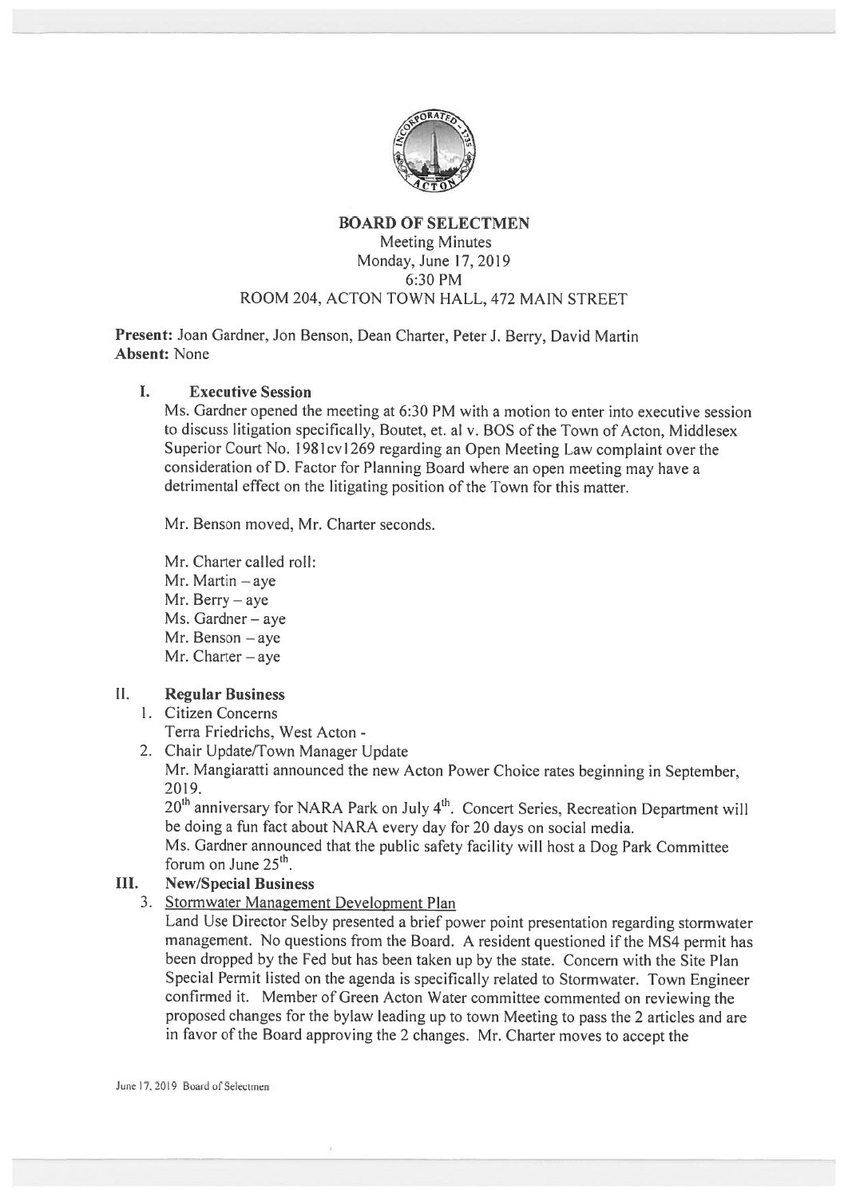# BOARD OF SELECTMEN

Meeting Minutes
Monday, June 17, 2019
6:30 PM
ROOM 204, ACTON TOWN HALL, 472 MAIN STREET

**Present:** Joan Gardner, Jon Benson, Dean Charter, Peter J. Berry, David Martin
**Absent:** None

## I. Executive Session

Ms. Gardner opened the meeting at 6:30 PM with a motion to enter into executive session to discuss litigation specifically, Boutet, et. al v. BOS of the Town of Acton, Middlesex Superior Court No. 1981cv1269 regarding an Open Meeting Law complaint over the consideration of D. Factor for Planning Board where an open meeting may have a detrimental effect on the litigating position of the Town for this matter.

Mr. Benson moved, Mr. Charter seconds.

Mr. Charter called roll:
Mr. Martin – aye
Mr. Berry – aye
Ms. Gardner – aye
Mr. Benson – aye
Mr. Charter – aye

## II. Regular Business

1. Citizen Concerns
   Terra Friedrichs, West Acton -
2. Chair Update/Town Manager Update
   Mr. Mangiaratti announced the new Acton Power Choice rates beginning in September, 2019.
   20th anniversary for NARA Park on July 4th. Concert Series, Recreation Department will be doing a fun fact about NARA every day for 20 days on social media.
   Ms. Gardner announced that the public safety facility will host a Dog Park Committee forum on June 25th.

## III. New/Special Business

3. Stormwater Management Development Plan
   Land Use Director Selby presented a brief power point presentation regarding stormwater management. No questions from the Board. A resident questioned if the MS4 permit has been dropped by the Fed but has been taken up by the state. Concern with the Site Plan Special Permit listed on the agenda is specifically related to Stormwater. Town Engineer confirmed it. Member of Green Acton Water committee commented on reviewing the proposed changes for the bylaw leading up to town Meeting to pass the 2 articles and are in favor of the Board approving the 2 changes. Mr. Charter moves to accept the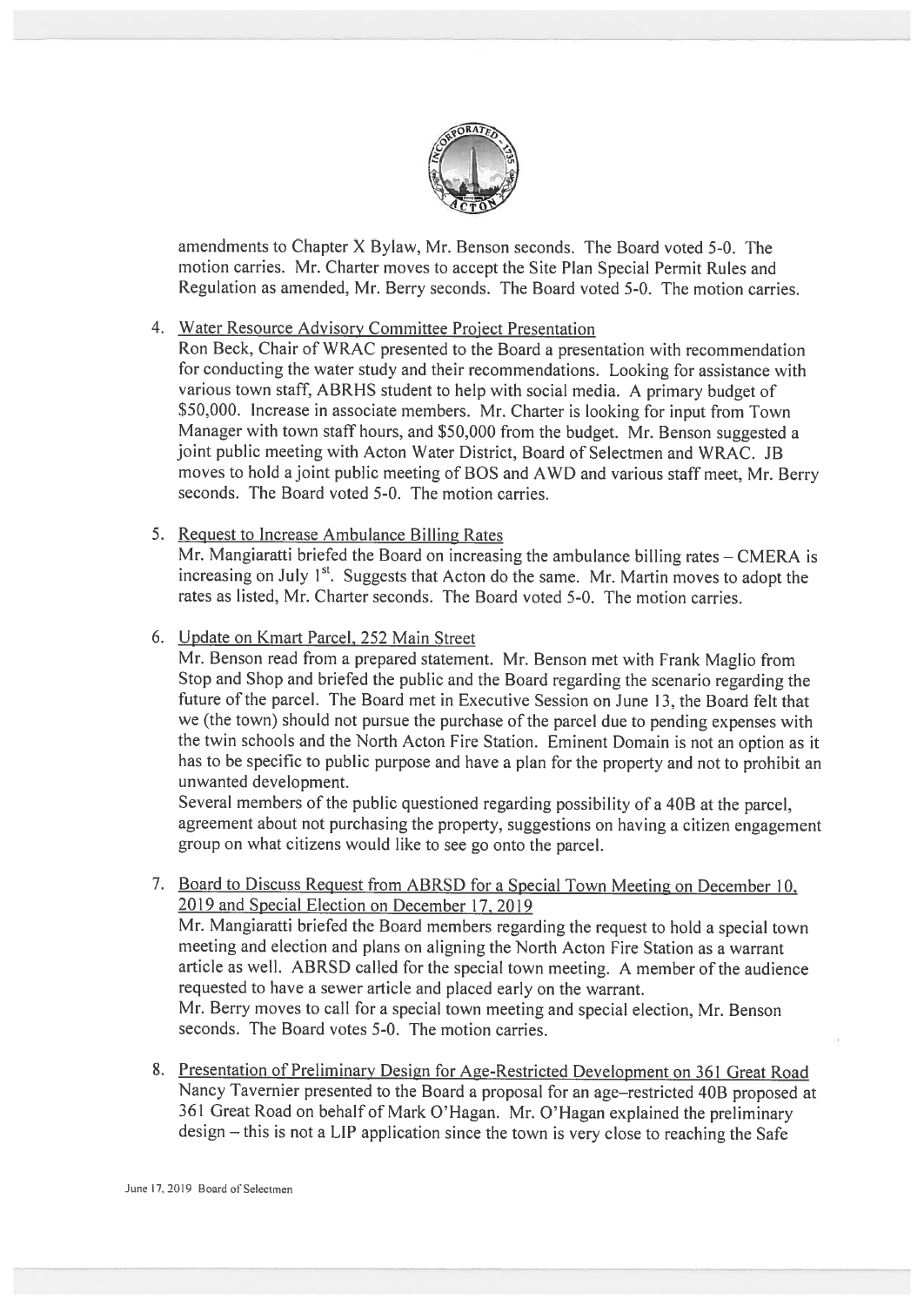amendments to Chapter X Bylaw, Mr. Benson seconds. The Board voted 5-0. The motion carries. Mr. Charter moves to accept the Site Plan Special Permit Rules and Regulation as amended, Mr. Berry seconds. The Board voted 5-0. The motion carries.

4. Water Resource Advisory Committee Project Presentation
   Ron Beck, Chair of WRAC presented to the Board a presentation with recommendation for conducting the water study and their recommendations. Looking for assistance with various town staff, ABRHS student to help with social media. A primary budget of \$50,000. Increase in associate members. Mr. Charter is looking for input from Town Manager with town staff hours, and \$50,000 from the budget. Mr. Benson suggested a joint public meeting with Acton Water District, Board of Selectmen and WRAC. JB moves to hold a joint public meeting of BOS and AWD and various staff meet, Mr. Berry seconds. The Board voted 5-0. The motion carries.

5. Request to Increase Ambulance Billing Rates
   Mr. Mangiaratti briefed the Board on increasing the ambulance billing rates – CMERA is increasing on July 1st. Suggests that Acton do the same. Mr. Martin moves to adopt the rates as listed, Mr. Charter seconds. The Board voted 5-0. The motion carries.

6. Update on Kmart Parcel, 252 Main Street
   Mr. Benson read from a prepared statement. Mr. Benson met with Frank Maglio from Stop and Shop and briefed the public and the Board regarding the scenario regarding the future of the parcel. The Board met in Executive Session on June 13, the Board felt that we (the town) should not pursue the purchase of the parcel due to pending expenses with the twin schools and the North Acton Fire Station. Eminent Domain is not an option as it has to be specific to public purpose and have a plan for the property and not to prohibit an unwanted development.
   Several members of the public questioned regarding possibility of a 40B at the parcel, agreement about not purchasing the property, suggestions on having a citizen engagement group on what citizens would like to see go onto the parcel.

7. Board to Discuss Request from ABRSD for a Special Town Meeting on December 10, 2019 and Special Election on December 17, 2019
   Mr. Mangiaratti briefed the Board members regarding the request to hold a special town meeting and election and plans on aligning the North Acton Fire Station as a warrant article as well. ABRSD called for the special town meeting. A member of the audience requested to have a sewer article and placed early on the warrant.
   Mr. Berry moves to call for a special town meeting and special election, Mr. Benson seconds. The Board votes 5-0. The motion carries.

8. Presentation of Preliminary Design for Age-Restricted Development on 361 Great Road
   Nancy Tavernier presented to the Board a proposal for an age–restricted 40B proposed at 361 Great Road on behalf of Mark O'Hagan. Mr. O'Hagan explained the preliminary design – this is not a LIP application since the town is very close to reaching the Safe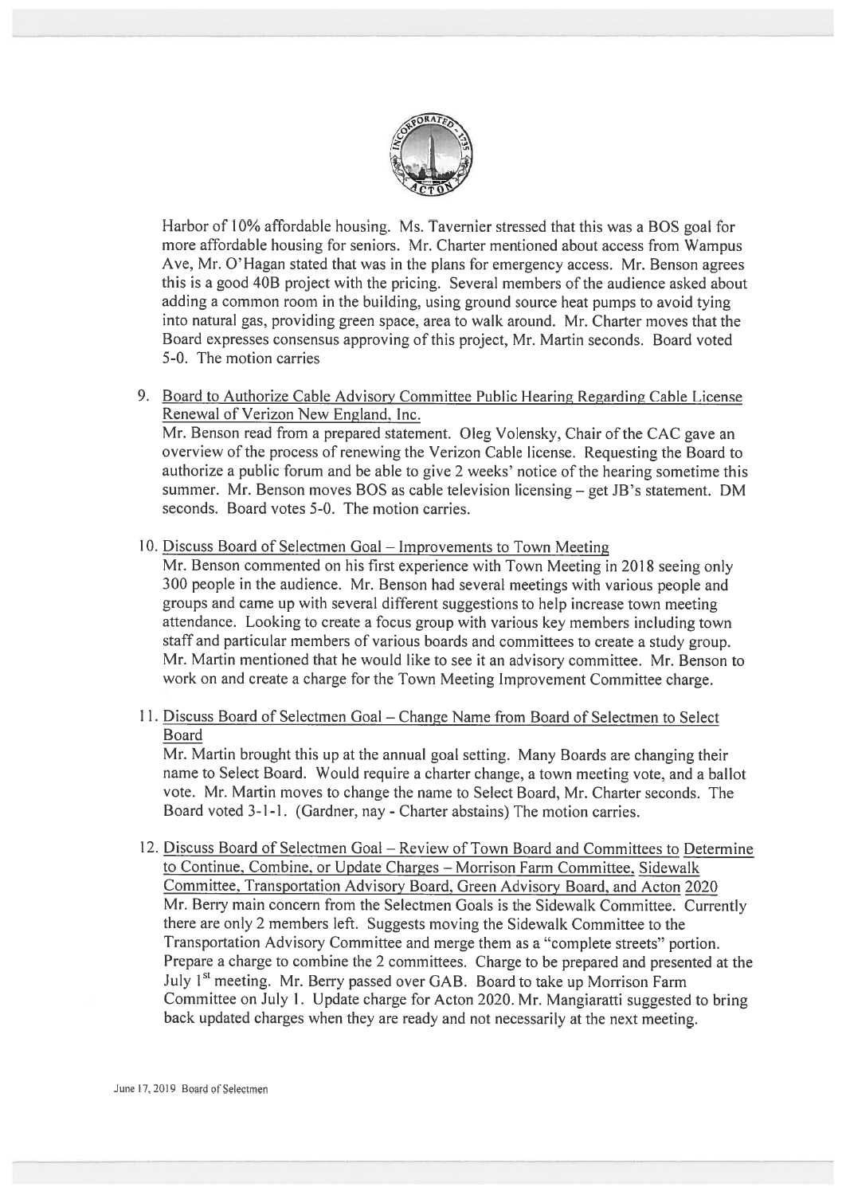Harbor of 10% affordable housing. Ms. Tavernier stressed that this was a BOS goal for more affordable housing for seniors. Mr. Charter mentioned about access from Wampus Ave, Mr. O'Hagan stated that was in the plans for emergency access. Mr. Benson agrees this is a good 40B project with the pricing. Several members of the audience asked about adding a common room in the building, using ground source heat pumps to avoid tying into natural gas, providing green space, area to walk around. Mr. Charter moves that the Board expresses consensus approving of this project, Mr. Martin seconds. Board voted 5-0. The motion carries

9. Board to Authorize Cable Advisory Committee Public Hearing Regarding Cable License Renewal of Verizon New England, Inc.
   Mr. Benson read from a prepared statement. Oleg Volensky, Chair of the CAC gave an overview of the process of renewing the Verizon Cable license. Requesting the Board to authorize a public forum and be able to give 2 weeks' notice of the hearing sometime this summer. Mr. Benson moves BOS as cable television licensing – get JB's statement. DM seconds. Board votes 5-0. The motion carries.

10. Discuss Board of Selectmen Goal – Improvements to Town Meeting
    Mr. Benson commented on his first experience with Town Meeting in 2018 seeing only 300 people in the audience. Mr. Benson had several meetings with various people and groups and came up with several different suggestions to help increase town meeting attendance. Looking to create a focus group with various key members including town staff and particular members of various boards and committees to create a study group. Mr. Martin mentioned that he would like to see it an advisory committee. Mr. Benson to work on and create a charge for the Town Meeting Improvement Committee charge.

11. Discuss Board of Selectmen Goal – Change Name from Board of Selectmen to Select Board
    Mr. Martin brought this up at the annual goal setting. Many Boards are changing their name to Select Board. Would require a charter change, a town meeting vote, and a ballot vote. Mr. Martin moves to change the name to Select Board, Mr. Charter seconds. The Board voted 3-1-1. (Gardner, nay - Charter abstains) The motion carries.

12. Discuss Board of Selectmen Goal – Review of Town Board and Committees to Determine to Continue, Combine, or Update Charges – Morrison Farm Committee, Sidewalk Committee, Transportation Advisory Board, Green Advisory Board, and Acton 2020
    Mr. Berry main concern from the Selectmen Goals is the Sidewalk Committee. Currently there are only 2 members left. Suggests moving the Sidewalk Committee to the Transportation Advisory Committee and merge them as a "complete streets" portion. Prepare a charge to combine the 2 committees. Charge to be prepared and presented at the July 1st meeting. Mr. Berry passed over GAB. Board to take up Morrison Farm Committee on July 1. Update charge for Acton 2020. Mr. Mangiaratti suggested to bring back updated charges when they are ready and not necessarily at the next meeting.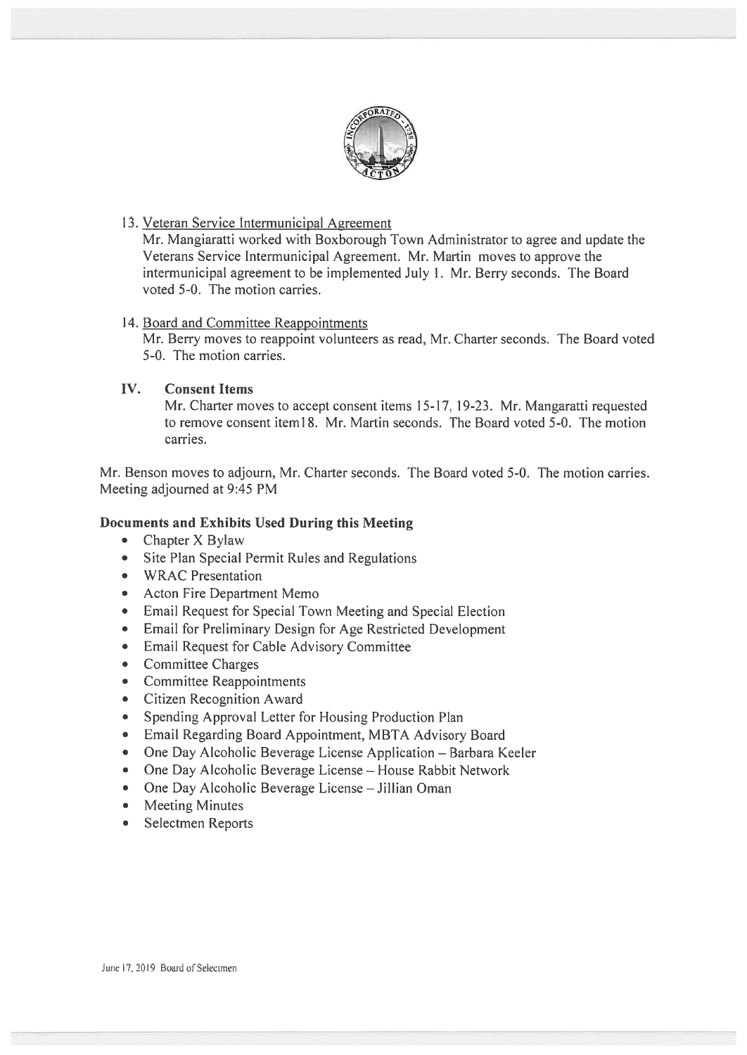13. Veteran Service Intermunicipal Agreement

    Mr. Mangiaratti worked with Boxborough Town Administrator to agree and update the Veterans Service Intermunicipal Agreement. Mr. Martin moves to approve the intermunicipal agreement to be implemented July 1. Mr. Berry seconds. The Board voted 5-0. The motion carries.

14. Board and Committee Reappointments

    Mr. Berry moves to reappoint volunteers as read, Mr. Charter seconds. The Board voted 5-0. The motion carries.

## IV. Consent Items

Mr. Charter moves to accept consent items 15-17, 19-23. Mr. Mangaratti requested to remove consent item18. Mr. Martin seconds. The Board voted 5-0. The motion carries.

Mr. Benson moves to adjourn, Mr. Charter seconds. The Board voted 5-0. The motion carries. Meeting adjourned at 9:45 PM

**Documents and Exhibits Used During this Meeting**

- Chapter X Bylaw
- Site Plan Special Permit Rules and Regulations
- WRAC Presentation
- Acton Fire Department Memo
- Email Request for Special Town Meeting and Special Election
- Email for Preliminary Design for Age Restricted Development
- Email Request for Cable Advisory Committee
- Committee Charges
- Committee Reappointments
- Citizen Recognition Award
- Spending Approval Letter for Housing Production Plan
- Email Regarding Board Appointment, MBTA Advisory Board
- One Day Alcoholic Beverage License Application – Barbara Keeler
- One Day Alcoholic Beverage License – House Rabbit Network
- One Day Alcoholic Beverage License – Jillian Oman
- Meeting Minutes
- Selectmen Reports